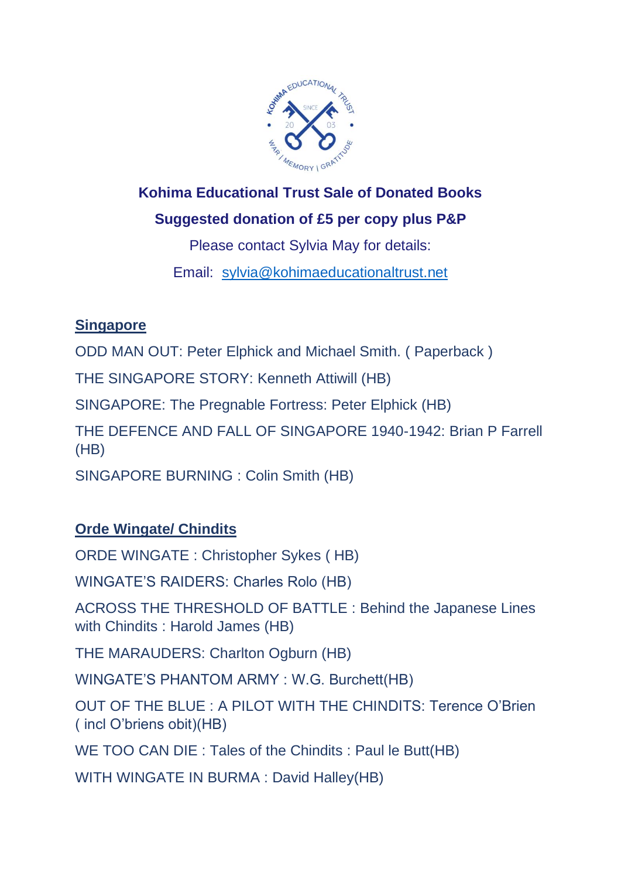**Kohima Educational Trust Sale of Donated Books**

**Suggested donation of £5 per copy plus P&P**

Please contact Sylvia May for details:

Email: sylvia@kohimaeducationaltrust.net

## Singapore

ODD MAN OUT: Peter Elphick and Michael Smith. ( Paperback )

THE SINGAPORE STORY: Kenneth Attiwill (HB)

SINGAPORE: The Pregnable Fortress: Peter Elphick (HB)

THE DEFENCE AND FALL OF SINGAPORE 1940-1942: Brian P Farrell (HB)

SINGAPORE BURNING : Colin Smith (HB)

## Orde Wingate/ Chindits

ORDE WINGATE : Christopher Sykes ( HB)

WINGATE'S RAIDERS: Charles Rolo (HB)

ACROSS THE THRESHOLD OF BATTLE : Behind the Japanese Lines with Chindits : Harold James (HB)

THE MARAUDERS: Charlton Ogburn (HB)

WINGATE'S PHANTOM ARMY : W.G. Burchett(HB)

OUT OF THE BLUE : A PILOT WITH THE CHINDITS: Terence O'Brien ( incl O'briens obit)(HB)

WE TOO CAN DIE : Tales of the Chindits : Paul le Butt(HB)

WITH WINGATE IN BURMA : David Halley(HB)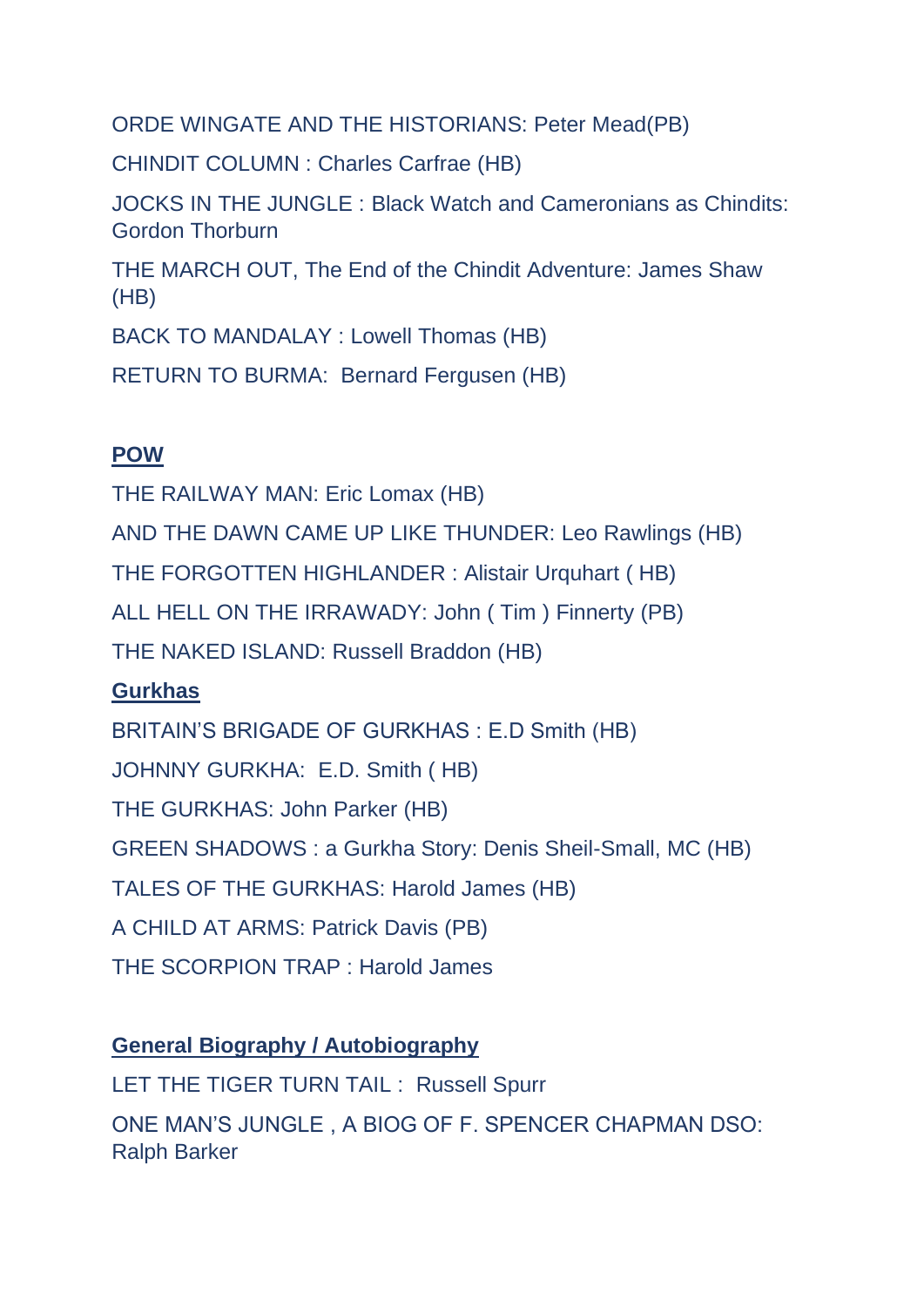ORDE WINGATE AND THE HISTORIANS: Peter Mead(PB)

CHINDIT COLUMN : Charles Carfrae (HB)

JOCKS IN THE JUNGLE : Black Watch and Cameronians as Chindits: Gordon Thorburn

THE MARCH OUT, The End of the Chindit Adventure: James Shaw (HB)

BACK TO MANDALAY : Lowell Thomas (HB)

RETURN TO BURMA: Bernard Fergusen (HB)

## POW

THE RAILWAY MAN: Eric Lomax (HB)

AND THE DAWN CAME UP LIKE THUNDER: Leo Rawlings (HB)

THE FORGOTTEN HIGHLANDER : Alistair Urquhart ( HB)

ALL HELL ON THE IRRAWADY: John ( Tim ) Finnerty (PB)

THE NAKED ISLAND: Russell Braddon (HB)

## Gurkhas

BRITAIN'S BRIGADE OF GURKHAS : E.D Smith (HB)

JOHNNY GURKHA: E.D. Smith ( HB)

THE GURKHAS: John Parker (HB)

GREEN SHADOWS : a Gurkha Story: Denis Sheil-Small, MC (HB)

TALES OF THE GURKHAS: Harold James (HB)

A CHILD AT ARMS: Patrick Davis (PB)

THE SCORPION TRAP : Harold James

## General Biography / Autobiography

LET THE TIGER TURN TAIL : Russell Spurr

ONE MAN'S JUNGLE , A BIOG OF F. SPENCER CHAPMAN DSO: Ralph Barker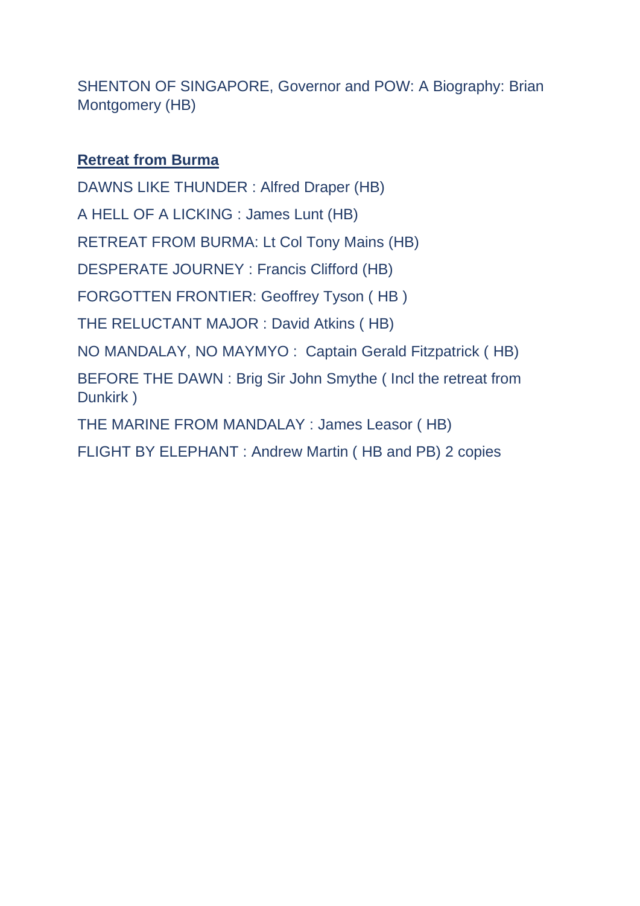SHENTON OF SINGAPORE, Governor and POW: A Biography: Brian Montgomery (HB)

**Retreat from Burma**

DAWNS LIKE THUNDER : Alfred Draper (HB)

A HELL OF A LICKING : James Lunt (HB)

RETREAT FROM BURMA: Lt Col Tony Mains (HB)

DESPERATE JOURNEY : Francis Clifford (HB)

FORGOTTEN FRONTIER: Geoffrey Tyson ( HB )

THE RELUCTANT MAJOR : David Atkins ( HB)

NO MANDALAY, NO MAYMYO :  Captain Gerald Fitzpatrick ( HB)

BEFORE THE DAWN : Brig Sir John Smythe ( Incl the retreat from Dunkirk )

THE MARINE FROM MANDALAY : James Leasor ( HB)

FLIGHT BY ELEPHANT : Andrew Martin ( HB and PB) 2 copies